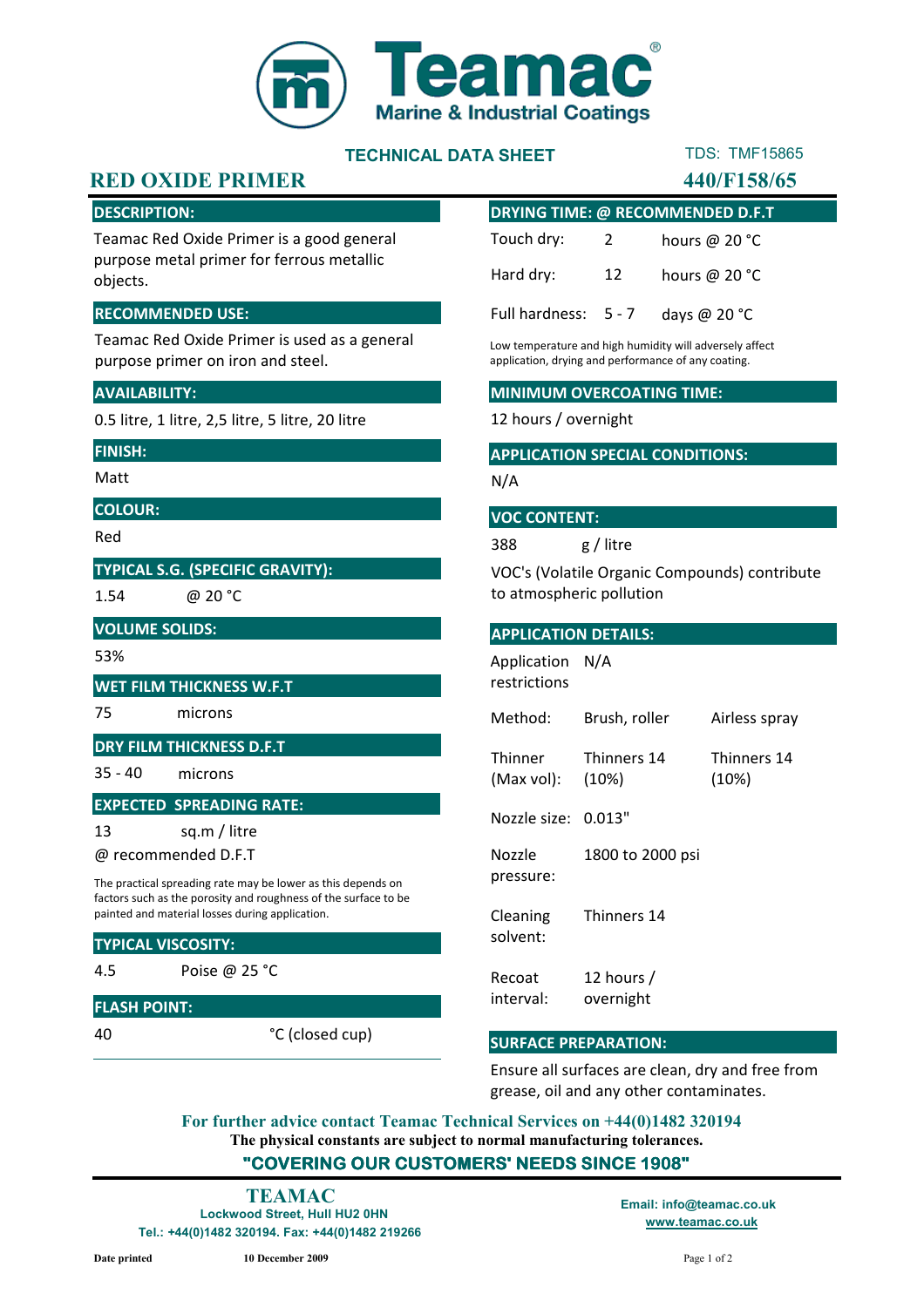# Teamac

Marine & Industrial Coatings

## TECHNICAL DATA SHEET

TDS: TMF15865

# RED OXIDE PRIMER

**440/F158/65**

### DESCRIPTION:

Teamac Red Oxide Primer is a good general purpose metal primer for ferrous metallic objects.

### RECOMMENDED USE:

Teamac Red Oxide Primer is used as a general purpose primer on iron and steel.

### AVAILABILITY:

0.5 litre, 1 litre, 2,5 litre, 5 litre, 20 litre

### FINISH:

Matt

### COLOUR:

Red

### TYPICAL S.G. (SPECIFIC GRAVITY):

1.54 @ 20 °C

### VOLUME SOLIDS:

53%

### WET FILM THICKNESS W.F.T

75 microns

### DRY FILM THICKNESS D.F.T

35 - 40 microns

### EXPECTED SPREADING RATE:

13 sq.m / litre

@ recommended D.F.T

The practical spreading rate may be lower as this depends on factors such as the porosity and roughness of the surface to be painted and material losses during application.

### TYPICAL VISCOSITY:

4.5 Poise @ 25 °C

### FLASH POINT:

40 °C (closed cup)

### DRYING TIME: @ RECOMMENDED D.F.T

| | | |
|---|---|---|
| Touch dry: | 2 | hours @ 20 °C |
| Hard dry: | 12 | hours @ 20 °C |
| Full hardness: | 5 - 7 | days @ 20 °C |

Low temperature and high humidity will adversely affect application, drying and performance of any coating.

### MINIMUM OVERCOATING TIME:

12 hours / overnight

### APPLICATION SPECIAL CONDITIONS:

N/A

### VOC CONTENT:

388 g / litre

VOC's (Volatile Organic Compounds) contribute to atmospheric pollution

### APPLICATION DETAILS:

| | | |
|---|---|---|
| Application restrictions | N/A | |
| Method: | Brush, roller | Airless spray |
| Thinner (Max vol): | Thinners 14 (10%) | Thinners 14 (10%) |
| Nozzle size: | 0.013" | |
| Nozzle pressure: | 1800 to 2000 psi | |
| Cleaning solvent: | Thinners 14 | |
| Recoat interval: | 12 hours / overnight | |

### SURFACE PREPARATION:

Ensure all surfaces are clean, dry and free from grease, oil and any other contaminates.

**For further advice contact Teamac Technical Services on +44(0)1482 320194**

**The physical constants are subject to normal manufacturing tolerances.**

**"COVERING OUR CUSTOMERS' NEEDS SINCE 1908"**

**TEAMAC**
Lockwood Street, Hull HU2 0HN
Tel.: +44(0)1482 320194. Fax: +44(0)1482 219266

Email: info@teamac.co.uk
www.teamac.co.uk

Date printed 10 December 2009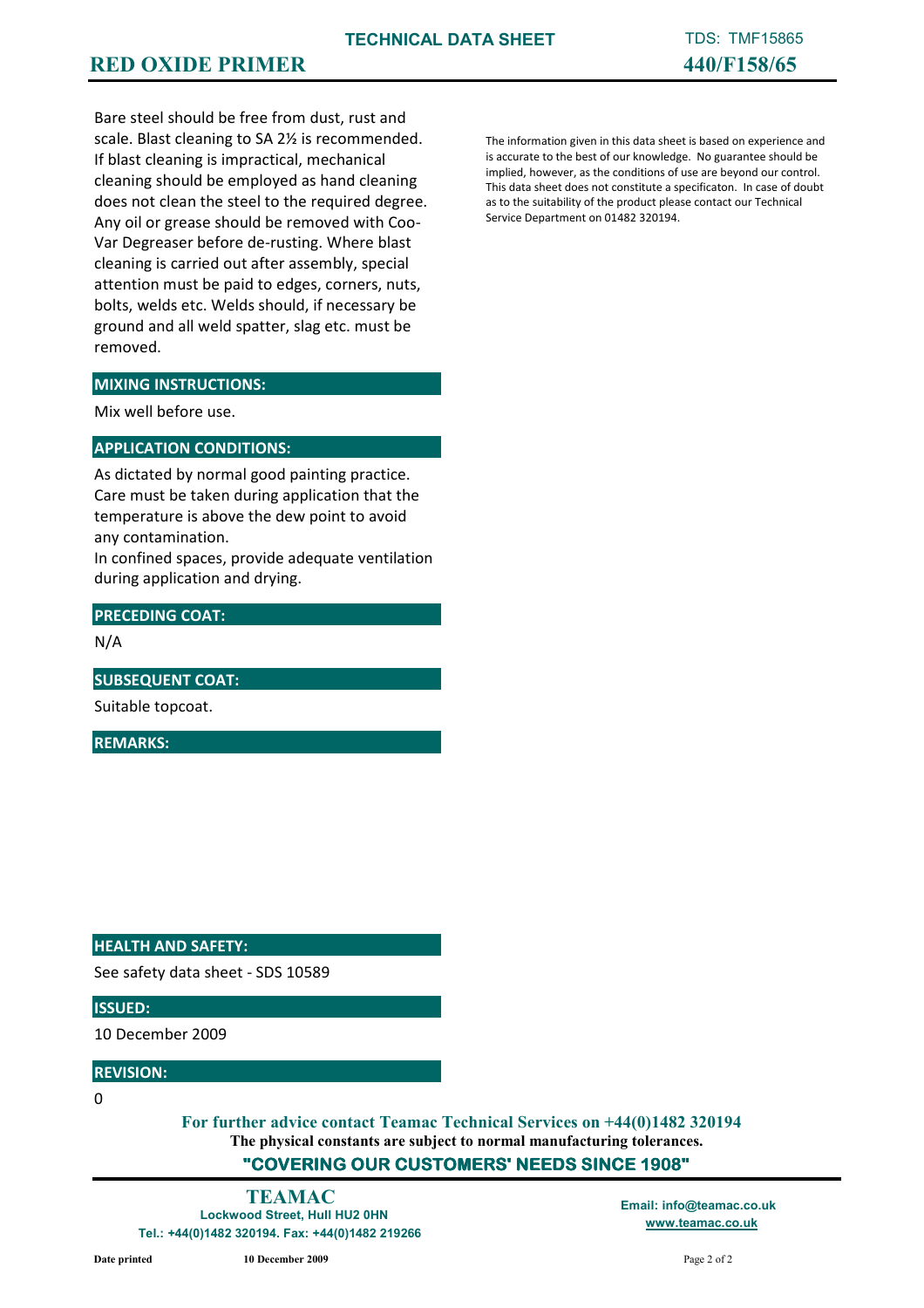# RED OXIDE PRIMER

TECHNICAL DATA SHEET

TDS: TMF15865

**440/F158/65**

Bare steel should be free from dust, rust and scale. Blast cleaning to SA 2½ is recommended. If blast cleaning is impractical, mechanical cleaning should be employed as hand cleaning does not clean the steel to the required degree. Any oil or grease should be removed with Coo-Var Degreaser before de-rusting. Where blast cleaning is carried out after assembly, special attention must be paid to edges, corners, nuts, bolts, welds etc. Welds should, if necessary be ground and all weld spatter, slag etc. must be removed.

The information given in this data sheet is based on experience and is accurate to the best of our knowledge. No guarantee should be implied, however, as the conditions of use are beyond our control. This data sheet does not constitute a specificaton. In case of doubt as to the suitability of the product please contact our Technical Service Department on 01482 320194.

## MIXING INSTRUCTIONS:

Mix well before use.

## APPLICATION CONDITIONS:

As dictated by normal good painting practice. Care must be taken during application that the temperature is above the dew point to avoid any contamination.
In confined spaces, provide adequate ventilation during application and drying.

## PRECEDING COAT:

N/A

## SUBSEQUENT COAT:

Suitable topcoat.

## REMARKS:

## HEALTH AND SAFETY:

See safety data sheet - SDS 10589

## ISSUED:

10 December 2009

## REVISION:

0

**For further advice contact Teamac Technical Services on +44(0)1482 320194**

**The physical constants are subject to normal manufacturing tolerances.**

**"COVERING OUR CUSTOMERS' NEEDS SINCE 1908"**

**TEAMAC**
Lockwood Street, Hull HU2 0HN
Tel.: +44(0)1482 320194. Fax: +44(0)1482 219266

Email: info@teamac.co.uk
www.teamac.co.uk

**Date printed** **10 December 2009**